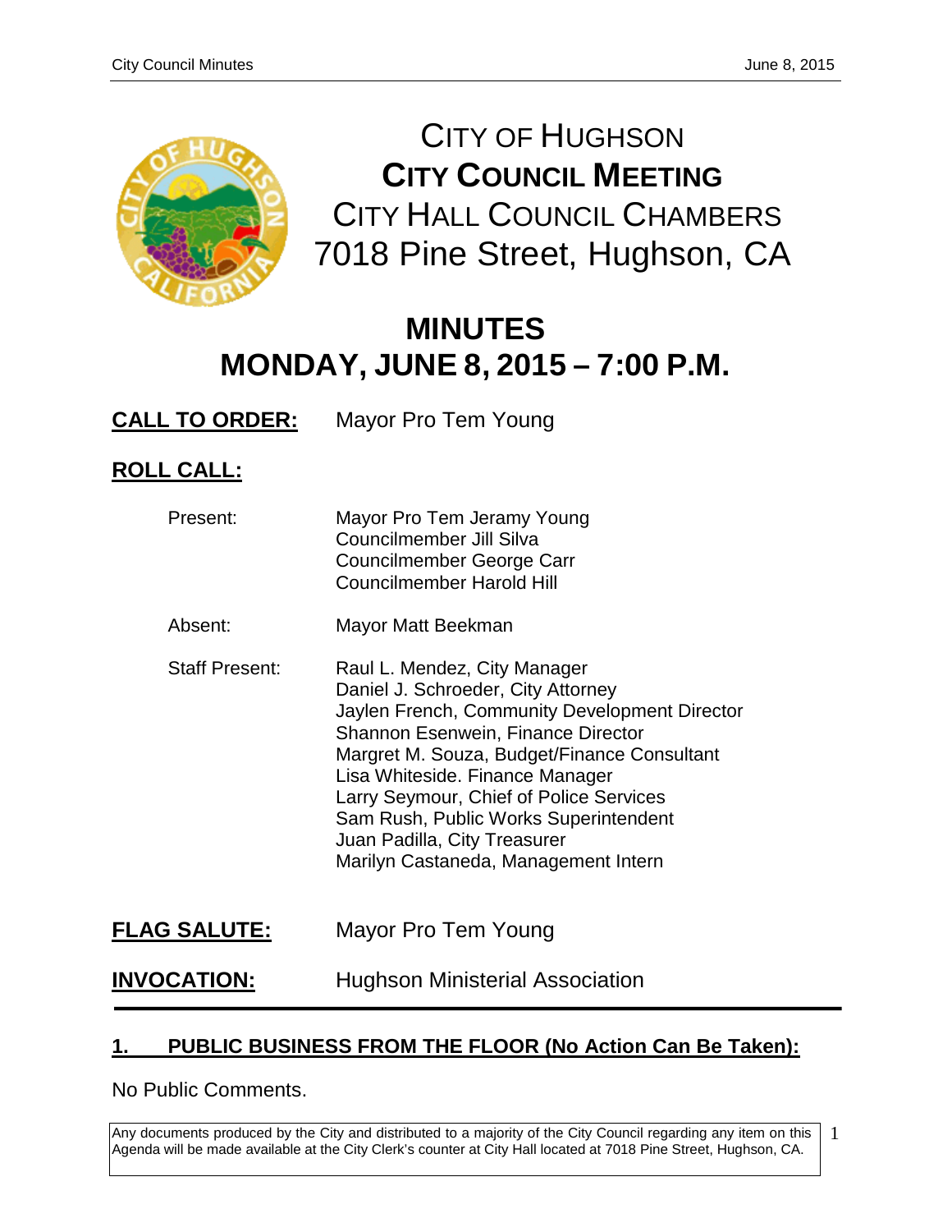# CITY OF HUGHSON
## CITY COUNCIL MEETING
CITY HALL COUNCIL CHAMBERS
7018 Pine Street, Hughson, CA

# MINUTES
# MONDAY, JUNE 8, 2015 – 7:00 P.M.

**CALL TO ORDER:** Mayor Pro Tem Young

**ROLL CALL:**

Present:
- Mayor Pro Tem Jeramy Young
- Councilmember Jill Silva
- Councilmember George Carr
- Councilmember Harold Hill

Absent:
- Mayor Matt Beekman

Staff Present:
- Raul L. Mendez, City Manager
- Daniel J. Schroeder, City Attorney
- Jaylen French, Community Development Director
- Shannon Esenwein, Finance Director
- Margret M. Souza, Budget/Finance Consultant
- Lisa Whiteside. Finance Manager
- Larry Seymour, Chief of Police Services
- Sam Rush, Public Works Superintendent
- Juan Padilla, City Treasurer
- Marilyn Castaneda, Management Intern

**FLAG SALUTE:** Mayor Pro Tem Young

**INVOCATION:** Hughson Ministerial Association

---

## 1. PUBLIC BUSINESS FROM THE FLOOR (No Action Can Be Taken):

No Public Comments.

Any documents produced by the City and distributed to a majority of the City Council regarding any item on this Agenda will be made available at the City Clerk's counter at City Hall located at 7018 Pine Street, Hughson, CA.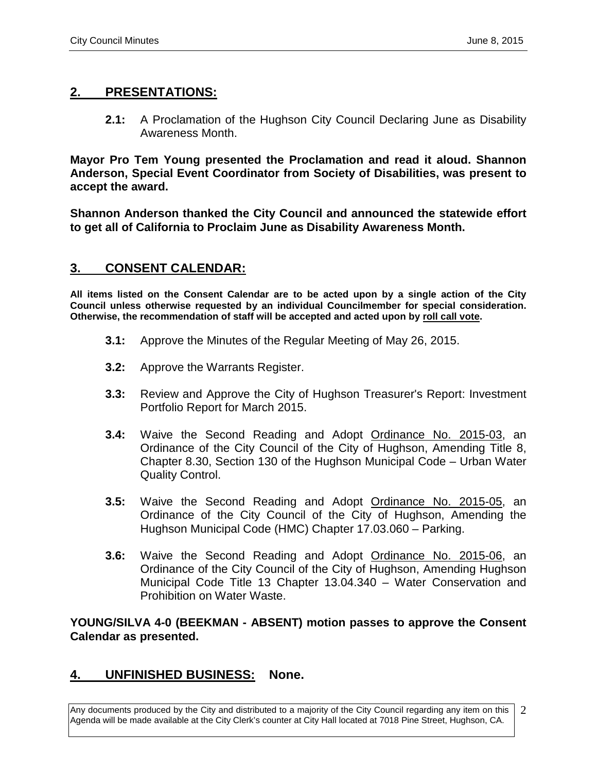## 2. PRESENTATIONS:

**2.1:** A Proclamation of the Hughson City Council Declaring June as Disability Awareness Month.

**Mayor Pro Tem Young presented the Proclamation and read it aloud. Shannon Anderson, Special Event Coordinator from Society of Disabilities, was present to accept the award.**

**Shannon Anderson thanked the City Council and announced the statewide effort to get all of California to Proclaim June as Disability Awareness Month.**

## 3. CONSENT CALENDAR:

**All items listed on the Consent Calendar are to be acted upon by a single action of the City Council unless otherwise requested by an individual Councilmember for special consideration. Otherwise, the recommendation of staff will be accepted and acted upon by roll call vote.**

**3.1:** Approve the Minutes of the Regular Meeting of May 26, 2015.

**3.2:** Approve the Warrants Register.

**3.3:** Review and Approve the City of Hughson Treasurer's Report: Investment Portfolio Report for March 2015.

**3.4:** Waive the Second Reading and Adopt Ordinance No. 2015-03, an Ordinance of the City Council of the City of Hughson, Amending Title 8, Chapter 8.30, Section 130 of the Hughson Municipal Code – Urban Water Quality Control.

**3.5:** Waive the Second Reading and Adopt Ordinance No. 2015-05, an Ordinance of the City Council of the City of Hughson, Amending the Hughson Municipal Code (HMC) Chapter 17.03.060 – Parking.

**3.6:** Waive the Second Reading and Adopt Ordinance No. 2015-06, an Ordinance of the City Council of the City of Hughson, Amending Hughson Municipal Code Title 13 Chapter 13.04.340 – Water Conservation and Prohibition on Water Waste.

**YOUNG/SILVA 4-0 (BEEKMAN - ABSENT) motion passes to approve the Consent Calendar as presented.**

## 4. UNFINISHED BUSINESS: None.

Any documents produced by the City and distributed to a majority of the City Council regarding any item on this Agenda will be made available at the City Clerk's counter at City Hall located at 7018 Pine Street, Hughson, CA.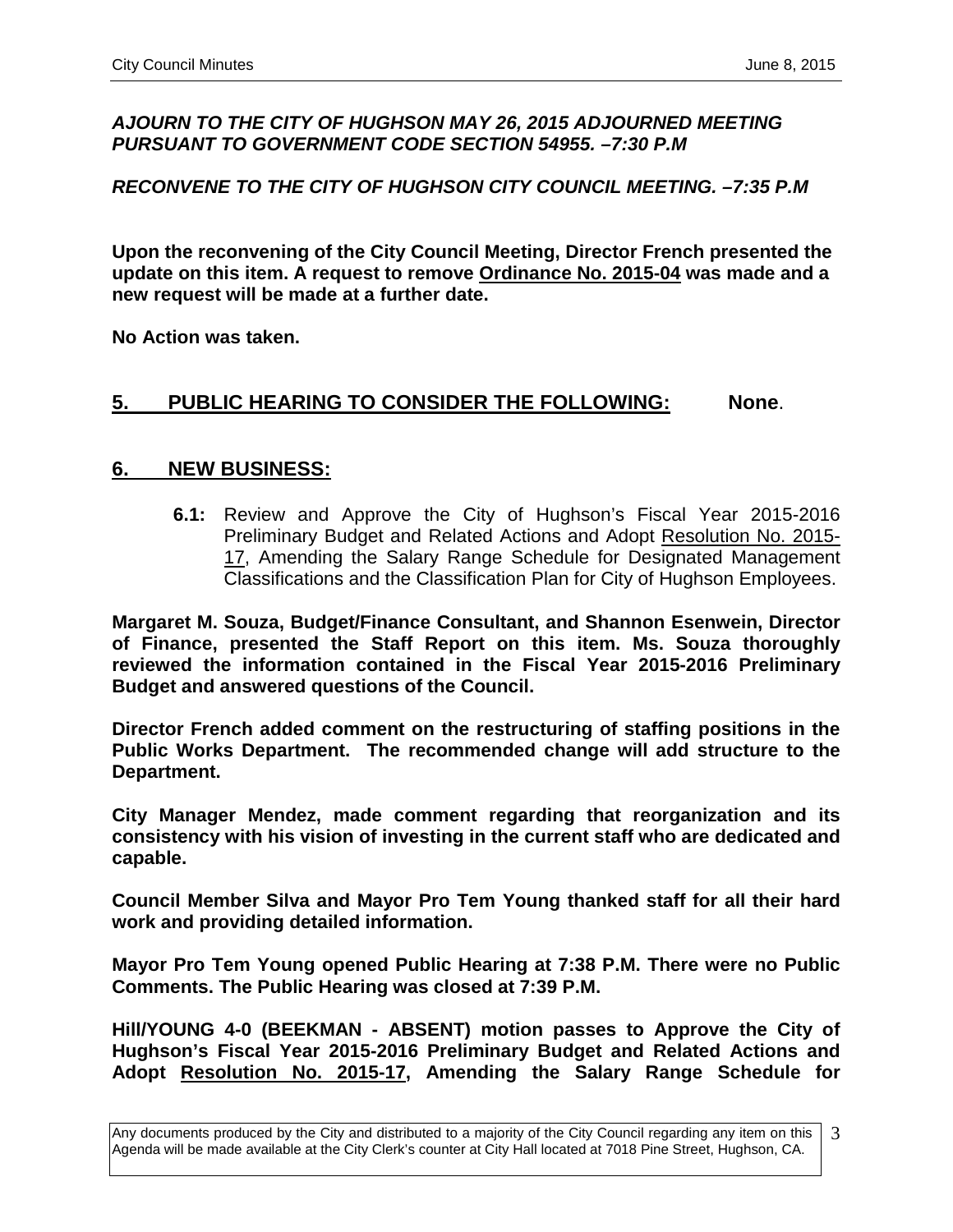***AJOURN TO THE CITY OF HUGHSON MAY 26, 2015 ADJOURNED MEETING PURSUANT TO GOVERNMENT CODE SECTION 54955. –7:30 P.M***

***RECONVENE TO THE CITY OF HUGHSON CITY COUNCIL MEETING. –7:35 P.M***

**Upon the reconvening of the City Council Meeting, Director French presented the update on this item. A request to remove <u>Ordinance No. 2015-04</u> was made and a new request will be made at a further date.**

**No Action was taken.**

## <u>5. PUBLIC HEARING TO CONSIDER THE FOLLOWING:</u> None.

## <u>6. NEW BUSINESS:</u>

**6.1:** Review and Approve the City of Hughson's Fiscal Year 2015-2016 Preliminary Budget and Related Actions and Adopt <u>Resolution No. 2015-17</u>, Amending the Salary Range Schedule for Designated Management Classifications and the Classification Plan for City of Hughson Employees.

**Margaret M. Souza, Budget/Finance Consultant, and Shannon Esenwein, Director of Finance, presented the Staff Report on this item. Ms. Souza thoroughly reviewed the information contained in the Fiscal Year 2015-2016 Preliminary Budget and answered questions of the Council.**

**Director French added comment on the restructuring of staffing positions in the Public Works Department. The recommended change will add structure to the Department.**

**City Manager Mendez, made comment regarding that reorganization and its consistency with his vision of investing in the current staff who are dedicated and capable.**

**Council Member Silva and Mayor Pro Tem Young thanked staff for all their hard work and providing detailed information.**

**Mayor Pro Tem Young opened Public Hearing at 7:38 P.M. There were no Public Comments. The Public Hearing was closed at 7:39 P.M.**

**Hill/YOUNG 4-0 (BEEKMAN - ABSENT) motion passes to Approve the City of Hughson's Fiscal Year 2015-2016 Preliminary Budget and Related Actions and Adopt <u>Resolution No. 2015-17</u>, Amending the Salary Range Schedule for**

Any documents produced by the City and distributed to a majority of the City Council regarding any item on this Agenda will be made available at the City Clerk's counter at City Hall located at 7018 Pine Street, Hughson, CA.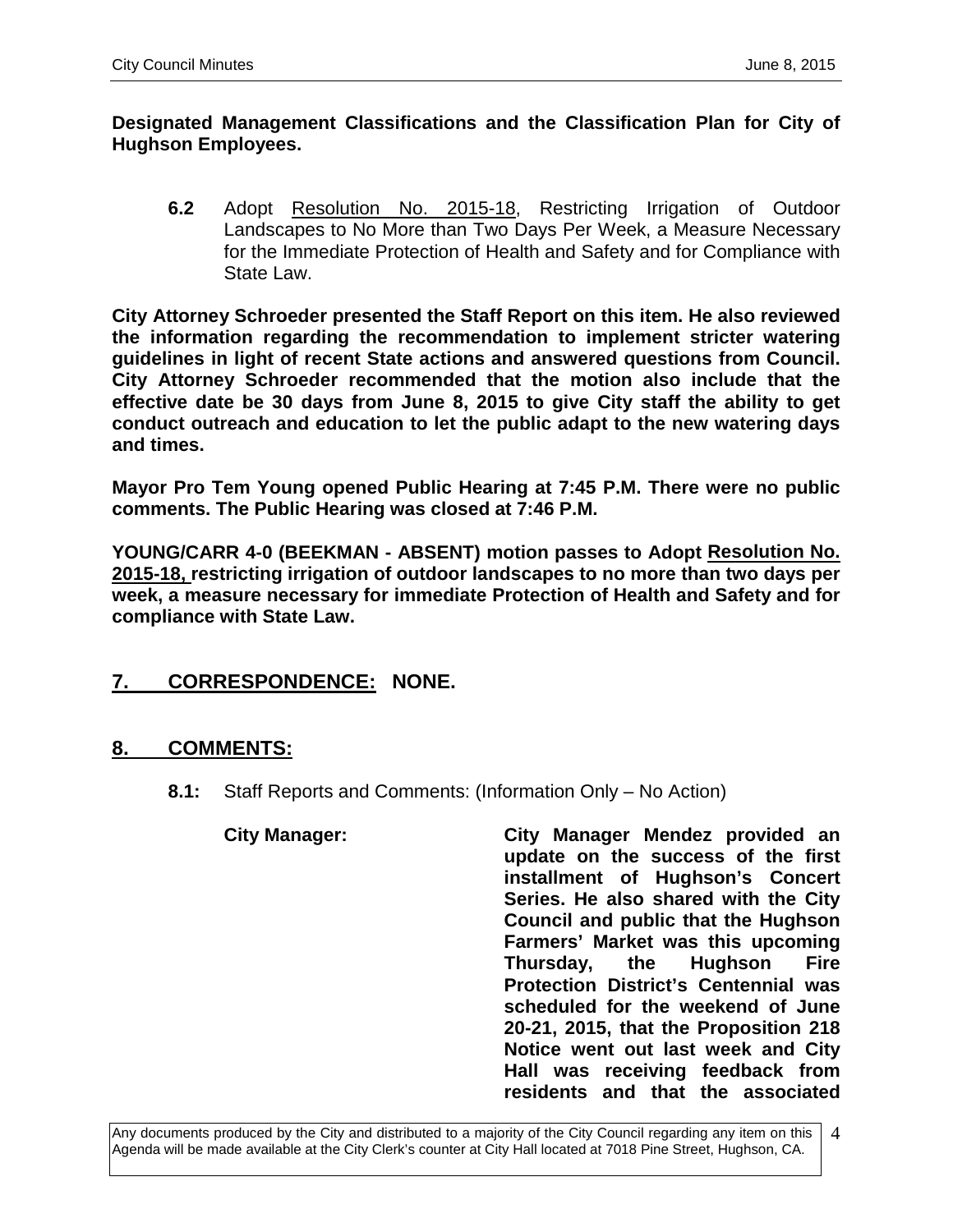**Designated Management Classifications and the Classification Plan for City of Hughson Employees.**

**6.2** Adopt Resolution No. 2015-18, Restricting Irrigation of Outdoor Landscapes to No More than Two Days Per Week, a Measure Necessary for the Immediate Protection of Health and Safety and for Compliance with State Law.

**City Attorney Schroeder presented the Staff Report on this item. He also reviewed the information regarding the recommendation to implement stricter watering guidelines in light of recent State actions and answered questions from Council. City Attorney Schroeder recommended that the motion also include that the effective date be 30 days from June 8, 2015 to give City staff the ability to get conduct outreach and education to let the public adapt to the new watering days and times.**

**Mayor Pro Tem Young opened Public Hearing at 7:45 P.M. There were no public comments. The Public Hearing was closed at 7:46 P.M.**

**YOUNG/CARR 4-0 (BEEKMAN - ABSENT) motion passes to Adopt Resolution No. 2015-18, restricting irrigation of outdoor landscapes to no more than two days per week, a measure necessary for immediate Protection of Health and Safety and for compliance with State Law.**

## 7. CORRESPONDENCE: NONE.

## 8. COMMENTS:

**8.1:** Staff Reports and Comments: (Information Only – No Action)

**City Manager:** **City Manager Mendez provided an update on the success of the first installment of Hughson's Concert Series. He also shared with the City Council and public that the Hughson Farmers' Market was this upcoming Thursday, the Hughson Fire Protection District's Centennial was scheduled for the weekend of June 20-21, 2015, that the Proposition 218 Notice went out last week and City Hall was receiving feedback from residents and that the associated**

Any documents produced by the City and distributed to a majority of the City Council regarding any item on this Agenda will be made available at the City Clerk's counter at City Hall located at 7018 Pine Street, Hughson, CA.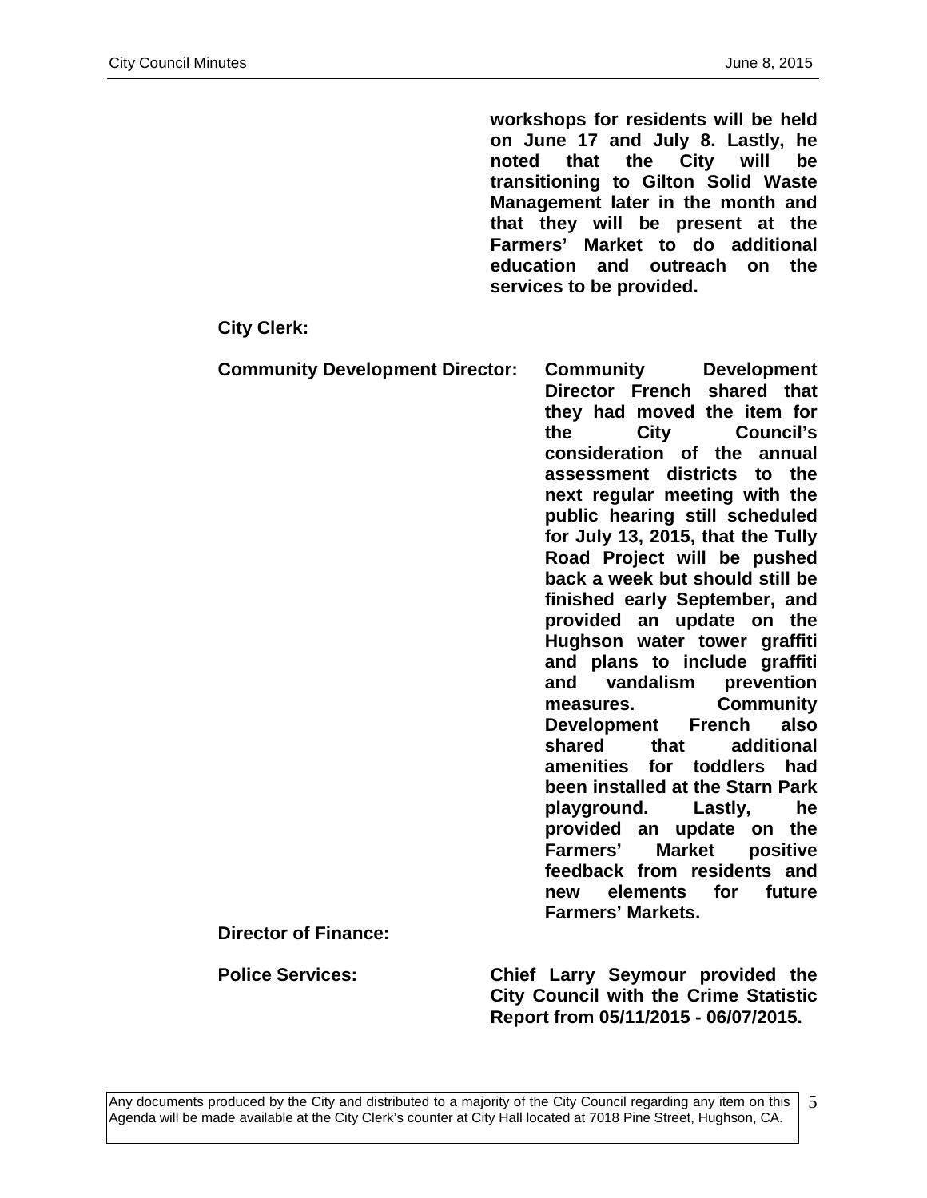**workshops for residents will be held on June 17 and July 8. Lastly, he noted that the City will be transitioning to Gilton Solid Waste Management later in the month and that they will be present at the Farmers' Market to do additional education and outreach on the services to be provided.**

**City Clerk:**

**Community Development Director:** **Community Development Director French shared that they had moved the item for the City Council's consideration of the annual assessment districts to the next regular meeting with the public hearing still scheduled for July 13, 2015, that the Tully Road Project will be pushed back a week but should still be finished early September, and provided an update on the Hughson water tower graffiti and plans to include graffiti and vandalism prevention measures. Community Development French also shared that additional amenities for toddlers had been installed at the Starn Park playground. Lastly, he provided an update on the Farmers' Market positive feedback from residents and new elements for future Farmers' Markets.**

**Director of Finance:**

**Police Services:** **Chief Larry Seymour provided the City Council with the Crime Statistic Report from 05/11/2015 - 06/07/2015.**

Any documents produced by the City and distributed to a majority of the City Council regarding any item on this Agenda will be made available at the City Clerk's counter at City Hall located at 7018 Pine Street, Hughson, CA.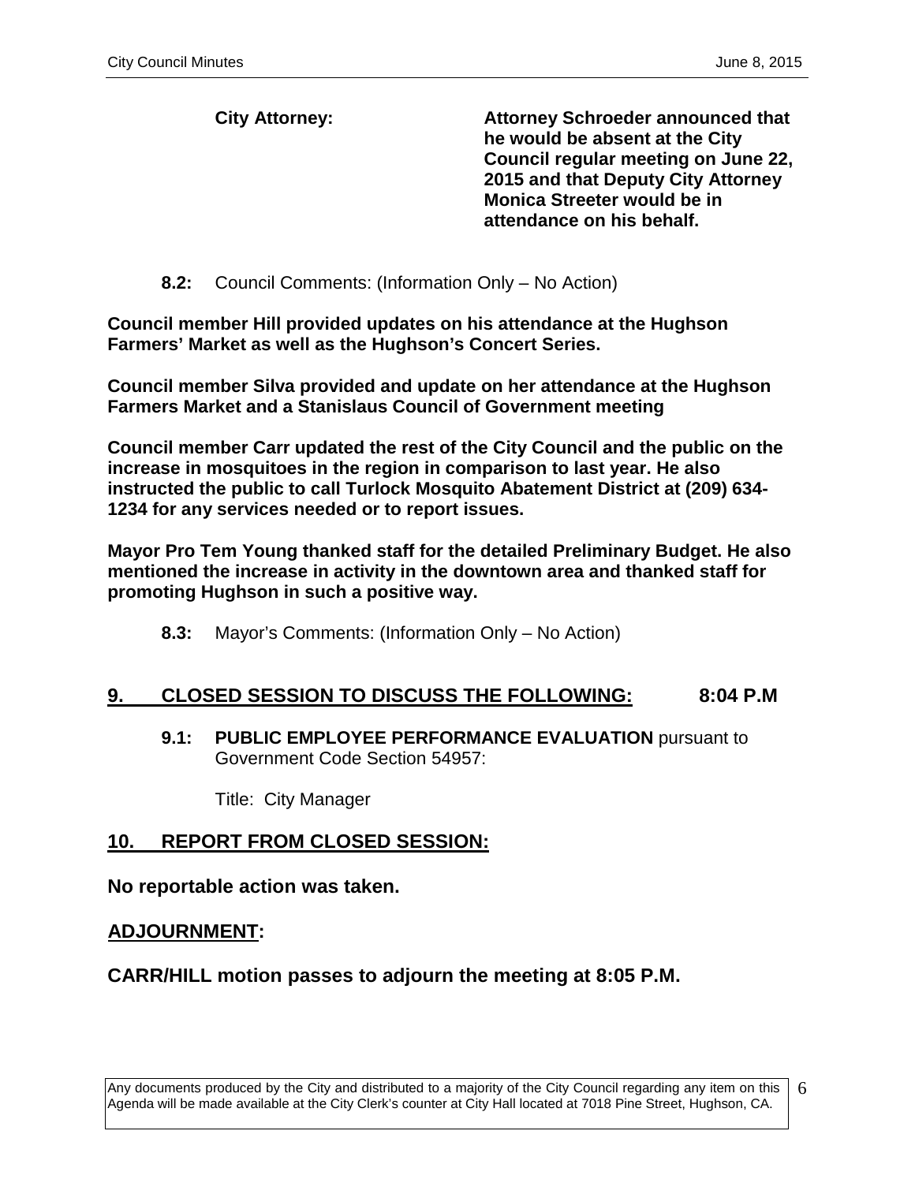**City Attorney:** **Attorney Schroeder announced that he would be absent at the City Council regular meeting on June 22, 2015 and that Deputy City Attorney Monica Streeter would be in attendance on his behalf.**

**8.2:** Council Comments: (Information Only – No Action)

**Council member Hill provided updates on his attendance at the Hughson Farmers' Market as well as the Hughson's Concert Series.**

**Council member Silva provided and update on her attendance at the Hughson Farmers Market and a Stanislaus Council of Government meeting**

**Council member Carr updated the rest of the City Council and the public on the increase in mosquitoes in the region in comparison to last year. He also instructed the public to call Turlock Mosquito Abatement District at (209) 634-1234 for any services needed or to report issues.**

**Mayor Pro Tem Young thanked staff for the detailed Preliminary Budget. He also mentioned the increase in activity in the downtown area and thanked staff for promoting Hughson in such a positive way.**

**8.3:** Mayor's Comments: (Information Only – No Action)

## 9. CLOSED SESSION TO DISCUSS THE FOLLOWING: 8:04 P.M

**9.1: PUBLIC EMPLOYEE PERFORMANCE EVALUATION** pursuant to Government Code Section 54957:

Title: City Manager

## 10. REPORT FROM CLOSED SESSION:

**No reportable action was taken.**

## ADJOURNMENT:

**CARR/HILL motion passes to adjourn the meeting at 8:05 P.M.**

Any documents produced by the City and distributed to a majority of the City Council regarding any item on this Agenda will be made available at the City Clerk's counter at City Hall located at 7018 Pine Street, Hughson, CA.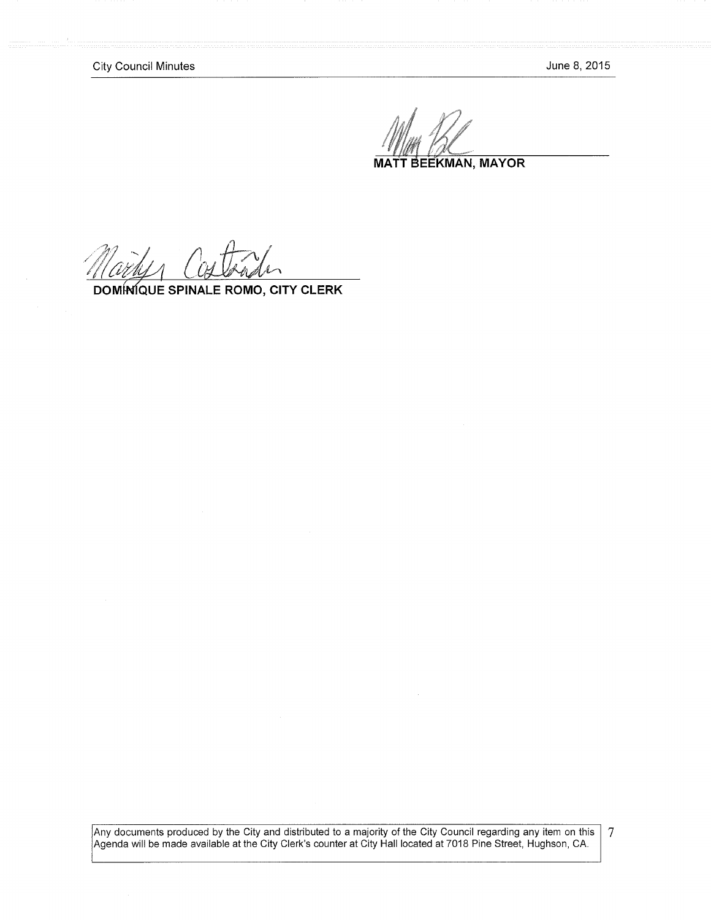MATT BEEKMAN, MAYOR

DOMINIQUE SPINALE ROMO, CITY CLERK

Any documents produced by the City and distributed to a majority of the City Council regarding any item on this Agenda will be made available at the City Clerk's counter at City Hall located at 7018 Pine Street, Hughson, CA.